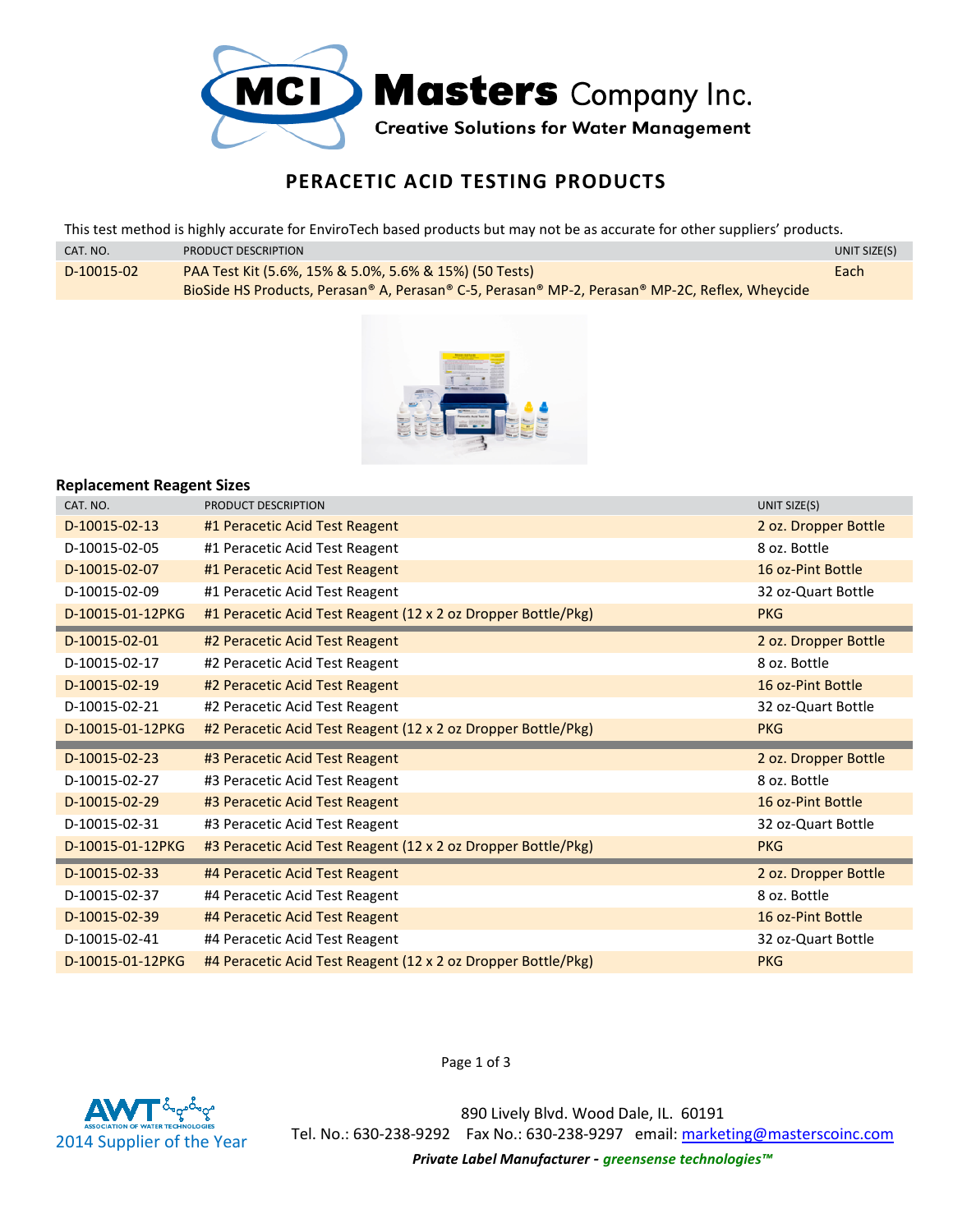# Masters Company Inc.

**Creative Solutions for Water Management**

## PERACETIC ACID TESTING PRODUCTS

This test method is highly accurate for EnviroTech based products but may not be as accurate for other suppliers' products.

| CAT. NO. | PRODUCT DESCRIPTION | UNIT SIZE(S) |
|---|---|---|
| D-10015-02 | PAA Test Kit (5.6%, 15% & 5.0%, 5.6% & 15%) (50 Tests)<br>BioSide HS Products, Perasan® A, Perasan® C-5, Perasan® MP-2, Perasan® MP-2C, Reflex, Wheycide | Each |

### Replacement Reagent Sizes

| CAT. NO. | PRODUCT DESCRIPTION | UNIT SIZE(S) |
|---|---|---|
| D-10015-02-13 | #1 Peracetic Acid Test Reagent | 2 oz. Dropper Bottle |
| D-10015-02-05 | #1 Peracetic Acid Test Reagent | 8 oz. Bottle |
| D-10015-02-07 | #1 Peracetic Acid Test Reagent | 16 oz-Pint Bottle |
| D-10015-02-09 | #1 Peracetic Acid Test Reagent | 32 oz-Quart Bottle |
| D-10015-01-12PKG | #1 Peracetic Acid Test Reagent (12 x 2 oz Dropper Bottle/Pkg) | PKG |
| D-10015-02-01 | #2 Peracetic Acid Test Reagent | 2 oz. Dropper Bottle |
| D-10015-02-17 | #2 Peracetic Acid Test Reagent | 8 oz. Bottle |
| D-10015-02-19 | #2 Peracetic Acid Test Reagent | 16 oz-Pint Bottle |
| D-10015-02-21 | #2 Peracetic Acid Test Reagent | 32 oz-Quart Bottle |
| D-10015-01-12PKG | #2 Peracetic Acid Test Reagent (12 x 2 oz Dropper Bottle/Pkg) | PKG |
| D-10015-02-23 | #3 Peracetic Acid Test Reagent | 2 oz. Dropper Bottle |
| D-10015-02-27 | #3 Peracetic Acid Test Reagent | 8 oz. Bottle |
| D-10015-02-29 | #3 Peracetic Acid Test Reagent | 16 oz-Pint Bottle |
| D-10015-02-31 | #3 Peracetic Acid Test Reagent | 32 oz-Quart Bottle |
| D-10015-01-12PKG | #3 Peracetic Acid Test Reagent (12 x 2 oz Dropper Bottle/Pkg) | PKG |
| D-10015-02-33 | #4 Peracetic Acid Test Reagent | 2 oz. Dropper Bottle |
| D-10015-02-37 | #4 Peracetic Acid Test Reagent | 8 oz. Bottle |
| D-10015-02-39 | #4 Peracetic Acid Test Reagent | 16 oz-Pint Bottle |
| D-10015-02-41 | #4 Peracetic Acid Test Reagent | 32 oz-Quart Bottle |
| D-10015-01-12PKG | #4 Peracetic Acid Test Reagent (12 x 2 oz Dropper Bottle/Pkg) | PKG |

AWT Association of Water Technologies 2014 Supplier of the Year

890 Lively Blvd. Wood Dale, IL. 60191
Tel. No.: 630-238-9292 Fax No.: 630-238-9297 email: marketing@masterscoinc.com

***Private Label Manufacturer - greensense technologies™***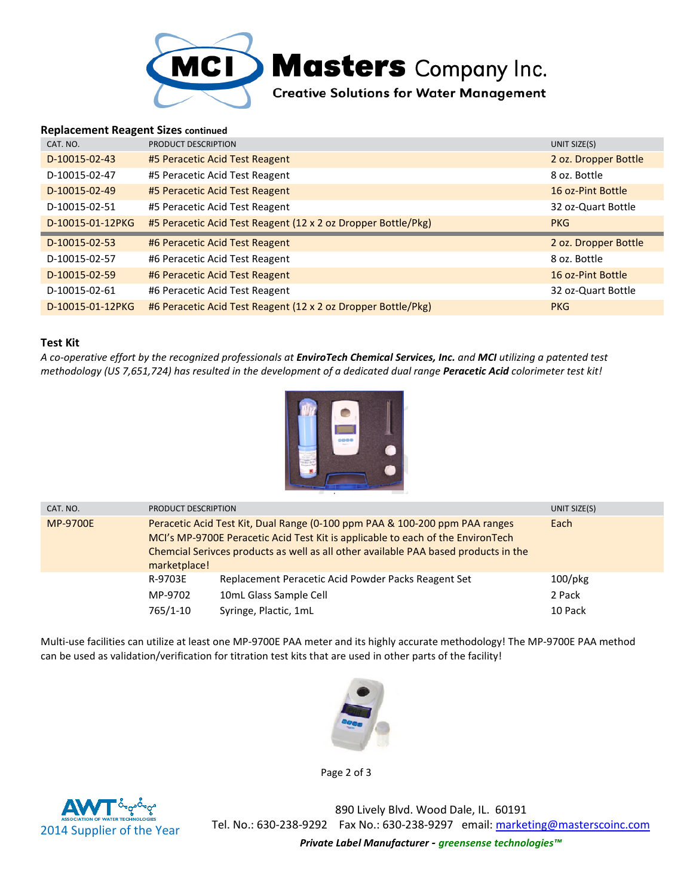# Masters Company Inc.

**Creative Solutions for Water Management**

### Replacement Reagent Sizes continued

| CAT. NO. | PRODUCT DESCRIPTION | UNIT SIZE(S) |
|---|---|---|
| D-10015-02-43 | #5 Peracetic Acid Test Reagent | 2 oz. Dropper Bottle |
| D-10015-02-47 | #5 Peracetic Acid Test Reagent | 8 oz. Bottle |
| D-10015-02-49 | #5 Peracetic Acid Test Reagent | 16 oz-Pint Bottle |
| D-10015-02-51 | #5 Peracetic Acid Test Reagent | 32 oz-Quart Bottle |
| D-10015-01-12PKG | #5 Peracetic Acid Test Reagent (12 x 2 oz Dropper Bottle/Pkg) | PKG |
| D-10015-02-53 | #6 Peracetic Acid Test Reagent | 2 oz. Dropper Bottle |
| D-10015-02-57 | #6 Peracetic Acid Test Reagent | 8 oz. Bottle |
| D-10015-02-59 | #6 Peracetic Acid Test Reagent | 16 oz-Pint Bottle |
| D-10015-02-61 | #6 Peracetic Acid Test Reagent | 32 oz-Quart Bottle |
| D-10015-01-12PKG | #6 Peracetic Acid Test Reagent (12 x 2 oz Dropper Bottle/Pkg) | PKG |

### Test Kit

*A co-operative effort by the recognized professionals at **EnviroTech Chemical Services, Inc.** and **MCI** utilizing a patented test methodology (US 7,651,724) has resulted in the development of a dedicated dual range **Peracetic Acid** colorimeter test kit!*

| CAT. NO. | PRODUCT DESCRIPTION | | UNIT SIZE(S) |
|---|---|---|---|
| MP-9700E | Peracetic Acid Test Kit, Dual Range (0-100 ppm PAA & 100-200 ppm PAA ranges MCI's MP-9700E Peracetic Acid Test Kit is applicable to each of the EnvironTech Chemcial Serivces products as well as all other available PAA based products in the marketplace! | | Each |
| | R-9703E | Replacement Peracetic Acid Powder Packs Reagent Set | 100/pkg |
| | MP-9702 | 10mL Glass Sample Cell | 2 Pack |
| | 765/1-10 | Syringe, Plactic, 1mL | 10 Pack |

Multi-use facilities can utilize at least one MP-9700E PAA meter and its highly accurate methodology! The MP-9700E PAA method can be used as validation/verification for titration test kits that are used in other parts of the facility!

AWT Association of Water Technologies 2014 Supplier of the Year

890 Lively Blvd. Wood Dale, IL. 60191
Tel. No.: 630-238-9292 Fax No.: 630-238-9297 email: marketing@masterscoinc.com

***Private Label Manufacturer - greensense technologies™***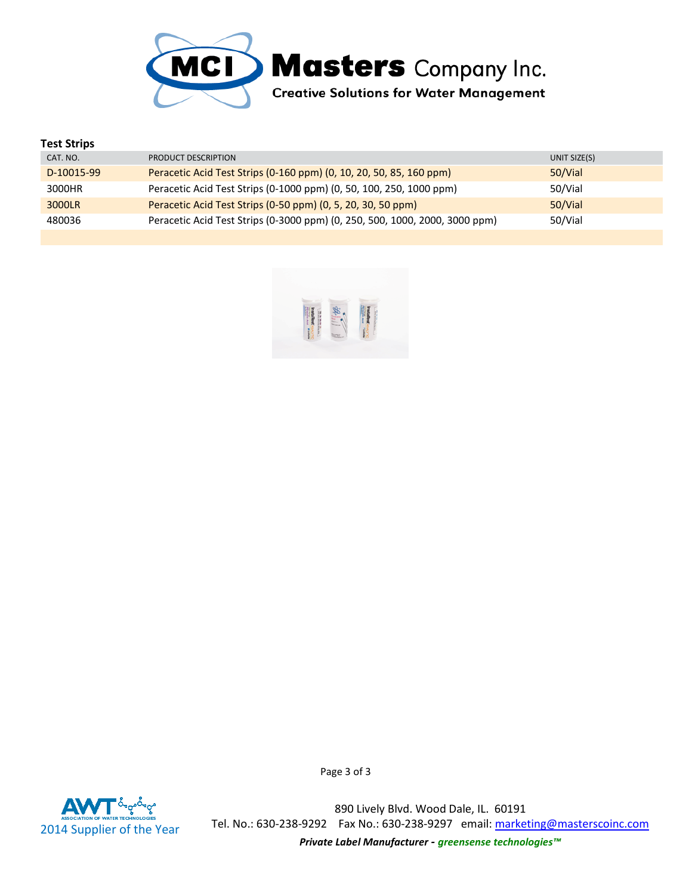# Masters Company Inc.

**Creative Solutions for Water Management**

**Test Strips**

| CAT. NO. | PRODUCT DESCRIPTION | UNIT SIZE(S) |
|---|---|---|
| D-10015-99 | Peracetic Acid Test Strips (0-160 ppm) (0, 10, 20, 50, 85, 160 ppm) | 50/Vial |
| 3000HR | Peracetic Acid Test Strips (0-1000 ppm) (0, 50, 100, 250, 1000 ppm) | 50/Vial |
| 3000LR | Peracetic Acid Test Strips (0-50 ppm) (0, 5, 20, 30, 50 ppm) | 50/Vial |
| 480036 | Peracetic Acid Test Strips (0-3000 ppm) (0, 250, 500, 1000, 2000, 3000 ppm) | 50/Vial |

AWT ASSOCIATION OF WATER TECHNOLOGIES
2014 Supplier of the Year

890 Lively Blvd. Wood Dale, IL. 60191
Tel. No.: 630-238-9292 Fax No.: 630-238-9297 email: marketing@masterscoinc.com

***Private Label Manufacturer - greensense technologies™***